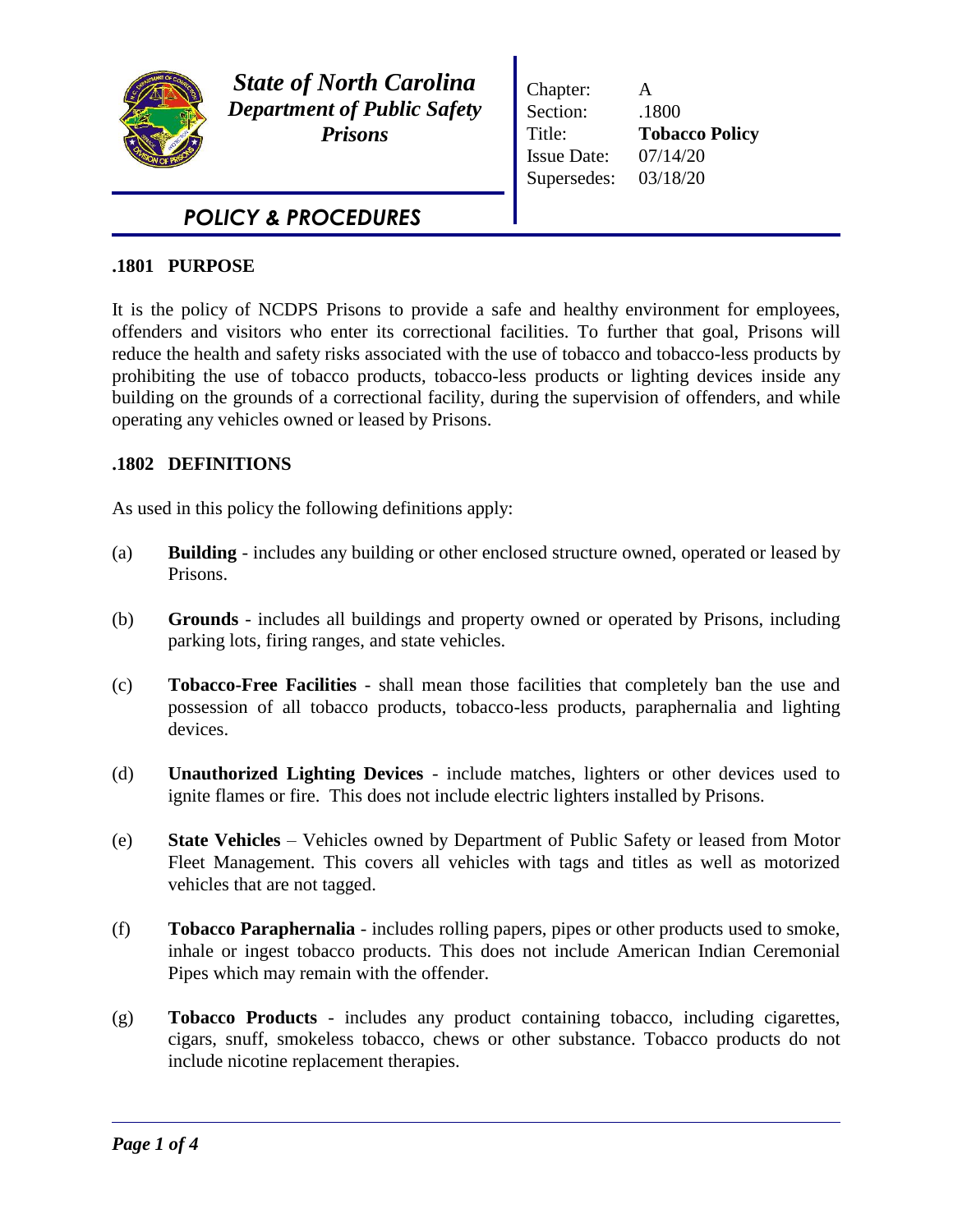# State of North Carolina
## Department of Public Safety
## Prisons

| | |
|---|---|
| Chapter: | A |
| Section: | .1800 |
| Title: | **Tobacco Policy** |
| Issue Date: | 07/14/20 |
| Supersedes: | 03/18/20 |

## *POLICY & PROCEDURES*

### .1801 PURPOSE

It is the policy of NCDPS Prisons to provide a safe and healthy environment for employees, offenders and visitors who enter its correctional facilities. To further that goal, Prisons will reduce the health and safety risks associated with the use of tobacco and tobacco-less products by prohibiting the use of tobacco products, tobacco-less products or lighting devices inside any building on the grounds of a correctional facility, during the supervision of offenders, and while operating any vehicles owned or leased by Prisons.

### .1802 DEFINITIONS

As used in this policy the following definitions apply:

(a) **Building** - includes any building or other enclosed structure owned, operated or leased by Prisons.

(b) **Grounds** - includes all buildings and property owned or operated by Prisons, including parking lots, firing ranges, and state vehicles.

(c) **Tobacco-Free Facilities** - shall mean those facilities that completely ban the use and possession of all tobacco products, tobacco-less products, paraphernalia and lighting devices.

(d) **Unauthorized Lighting Devices** - include matches, lighters or other devices used to ignite flames or fire. This does not include electric lighters installed by Prisons.

(e) **State Vehicles** – Vehicles owned by Department of Public Safety or leased from Motor Fleet Management. This covers all vehicles with tags and titles as well as motorized vehicles that are not tagged.

(f) **Tobacco Paraphernalia** - includes rolling papers, pipes or other products used to smoke, inhale or ingest tobacco products. This does not include American Indian Ceremonial Pipes which may remain with the offender.

(g) **Tobacco Products** - includes any product containing tobacco, including cigarettes, cigars, snuff, smokeless tobacco, chews or other substance. Tobacco products do not include nicotine replacement therapies.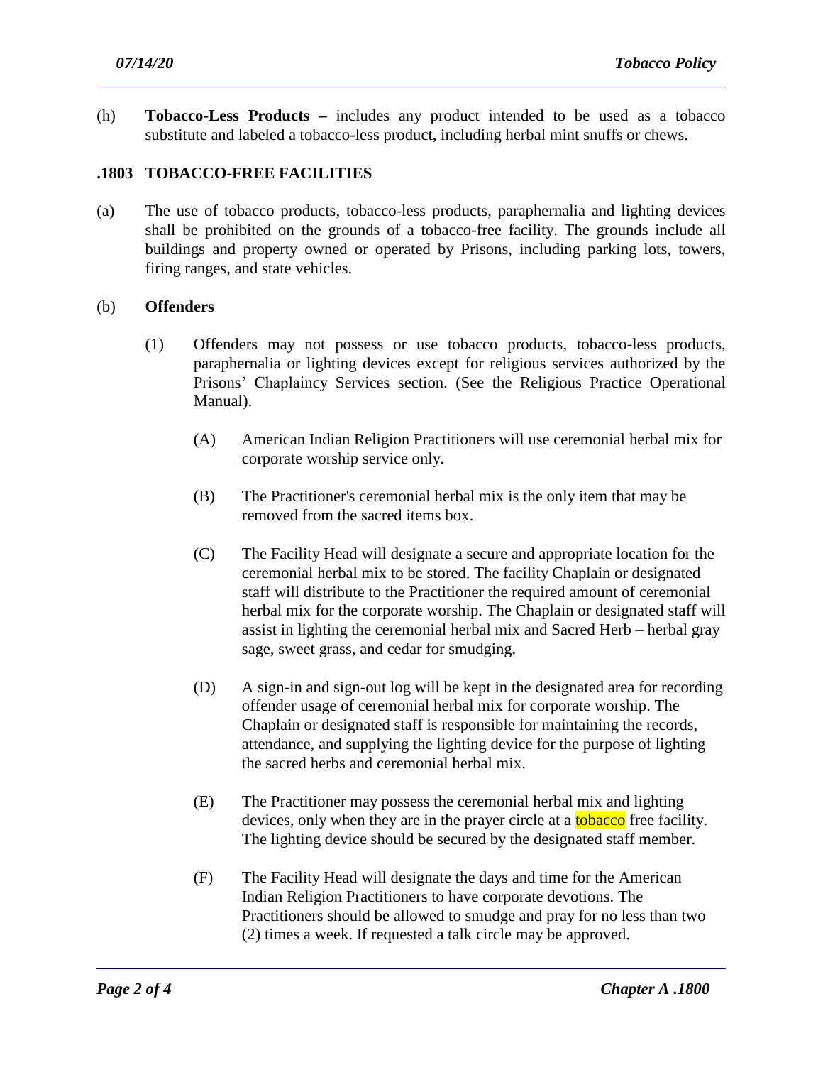(h) **Tobacco-Less Products** – includes any product intended to be used as a tobacco substitute and labeled a tobacco-less product, including herbal mint snuffs or chews.

## .1803 TOBACCO-FREE FACILITIES

(a) The use of tobacco products, tobacco-less products, paraphernalia and lighting devices shall be prohibited on the grounds of a tobacco-free facility. The grounds include all buildings and property owned or operated by Prisons, including parking lots, towers, firing ranges, and state vehicles.

(b) **Offenders**

(1) Offenders may not possess or use tobacco products, tobacco-less products, paraphernalia or lighting devices except for religious services authorized by the Prisons' Chaplaincy Services section. (See the Religious Practice Operational Manual).

(A) American Indian Religion Practitioners will use ceremonial herbal mix for corporate worship service only.

(B) The Practitioner's ceremonial herbal mix is the only item that may be removed from the sacred items box.

(C) The Facility Head will designate a secure and appropriate location for the ceremonial herbal mix to be stored. The facility Chaplain or designated staff will distribute to the Practitioner the required amount of ceremonial herbal mix for the corporate worship. The Chaplain or designated staff will assist in lighting the ceremonial herbal mix and Sacred Herb – herbal gray sage, sweet grass, and cedar for smudging.

(D) A sign-in and sign-out log will be kept in the designated area for recording offender usage of ceremonial herbal mix for corporate worship. The Chaplain or designated staff is responsible for maintaining the records, attendance, and supplying the lighting device for the purpose of lighting the sacred herbs and ceremonial herbal mix.

(E) The Practitioner may possess the ceremonial herbal mix and lighting devices, only when they are in the prayer circle at a tobacco free facility. The lighting device should be secured by the designated staff member.

(F) The Facility Head will designate the days and time for the American Indian Religion Practitioners to have corporate devotions. The Practitioners should be allowed to smudge and pray for no less than two (2) times a week. If requested a talk circle may be approved.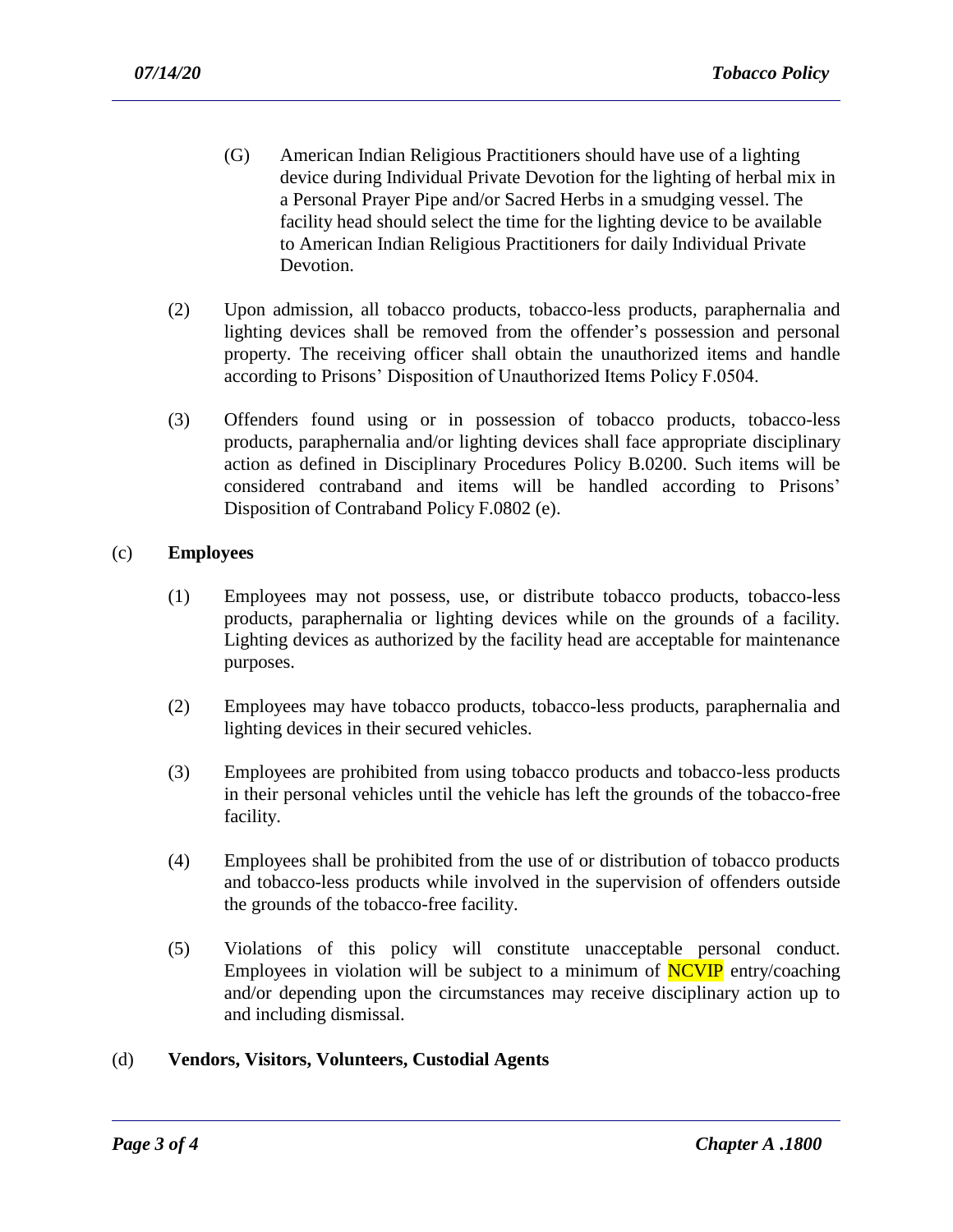(G) American Indian Religious Practitioners should have use of a lighting device during Individual Private Devotion for the lighting of herbal mix in a Personal Prayer Pipe and/or Sacred Herbs in a smudging vessel. The facility head should select the time for the lighting device to be available to American Indian Religious Practitioners for daily Individual Private Devotion.

(2) Upon admission, all tobacco products, tobacco-less products, paraphernalia and lighting devices shall be removed from the offender's possession and personal property. The receiving officer shall obtain the unauthorized items and handle according to Prisons' Disposition of Unauthorized Items Policy F.0504.

(3) Offenders found using or in possession of tobacco products, tobacco-less products, paraphernalia and/or lighting devices shall face appropriate disciplinary action as defined in Disciplinary Procedures Policy B.0200. Such items will be considered contraband and items will be handled according to Prisons' Disposition of Contraband Policy F.0802 (e).

(c) **Employees**

(1) Employees may not possess, use, or distribute tobacco products, tobacco-less products, paraphernalia or lighting devices while on the grounds of a facility. Lighting devices as authorized by the facility head are acceptable for maintenance purposes.

(2) Employees may have tobacco products, tobacco-less products, paraphernalia and lighting devices in their secured vehicles.

(3) Employees are prohibited from using tobacco products and tobacco-less products in their personal vehicles until the vehicle has left the grounds of the tobacco-free facility.

(4) Employees shall be prohibited from the use of or distribution of tobacco products and tobacco-less products while involved in the supervision of offenders outside the grounds of the tobacco-free facility.

(5) Violations of this policy will constitute unacceptable personal conduct. Employees in violation will be subject to a minimum of NCVIP entry/coaching and/or depending upon the circumstances may receive disciplinary action up to and including dismissal.

(d) **Vendors, Visitors, Volunteers, Custodial Agents**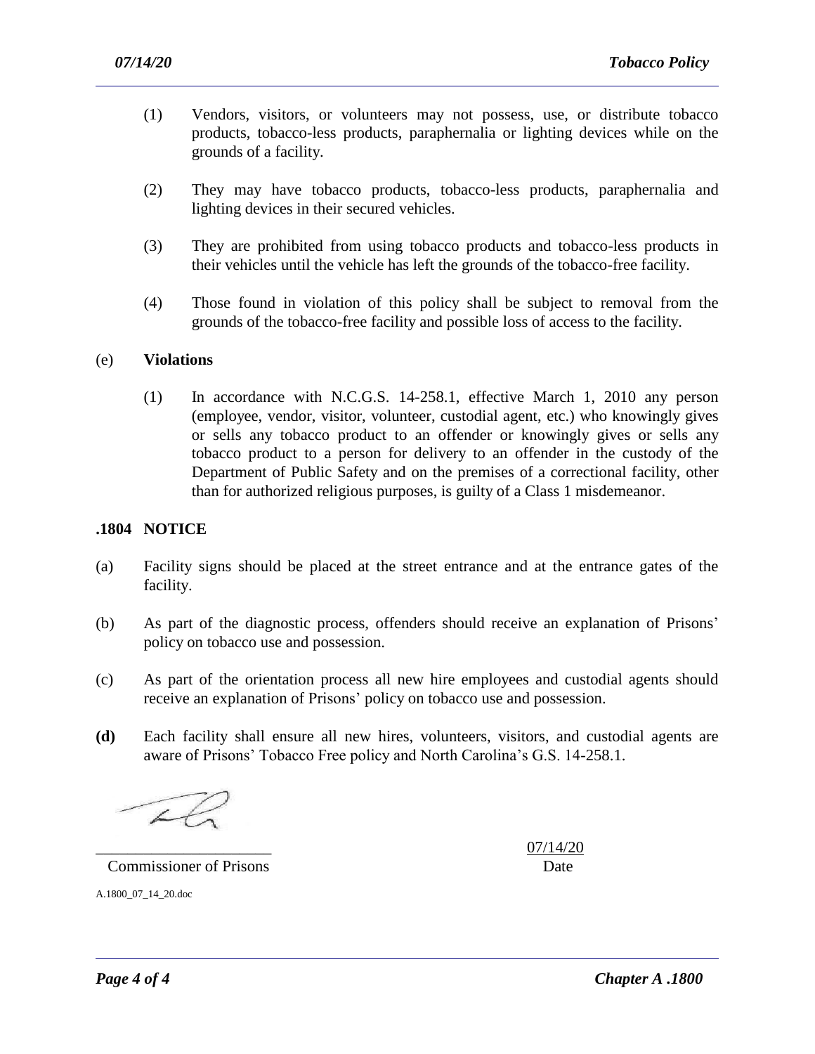(1) Vendors, visitors, or volunteers may not possess, use, or distribute tobacco products, tobacco-less products, paraphernalia or lighting devices while on the grounds of a facility.

(2) They may have tobacco products, tobacco-less products, paraphernalia and lighting devices in their secured vehicles.

(3) They are prohibited from using tobacco products and tobacco-less products in their vehicles until the vehicle has left the grounds of the tobacco-free facility.

(4) Those found in violation of this policy shall be subject to removal from the grounds of the tobacco-free facility and possible loss of access to the facility.

(e) **Violations**

(1) In accordance with N.C.G.S. 14-258.1, effective March 1, 2010 any person (employee, vendor, visitor, volunteer, custodial agent, etc.) who knowingly gives or sells any tobacco product to an offender or knowingly gives or sells any tobacco product to a person for delivery to an offender in the custody of the Department of Public Safety and on the premises of a correctional facility, other than for authorized religious purposes, is guilty of a Class 1 misdemeanor.

## .1804 NOTICE

(a) Facility signs should be placed at the street entrance and at the entrance gates of the facility.

(b) As part of the diagnostic process, offenders should receive an explanation of Prisons' policy on tobacco use and possession.

(c) As part of the orientation process all new hire employees and custodial agents should receive an explanation of Prisons' policy on tobacco use and possession.

**(d)** Each facility shall ensure all new hires, volunteers, visitors, and custodial agents are aware of Prisons' Tobacco Free policy and North Carolina's G.S. 14-258.1.

______________________ 07/14/20

Commissioner of Prisons Date

A.1800_07_14_20.doc